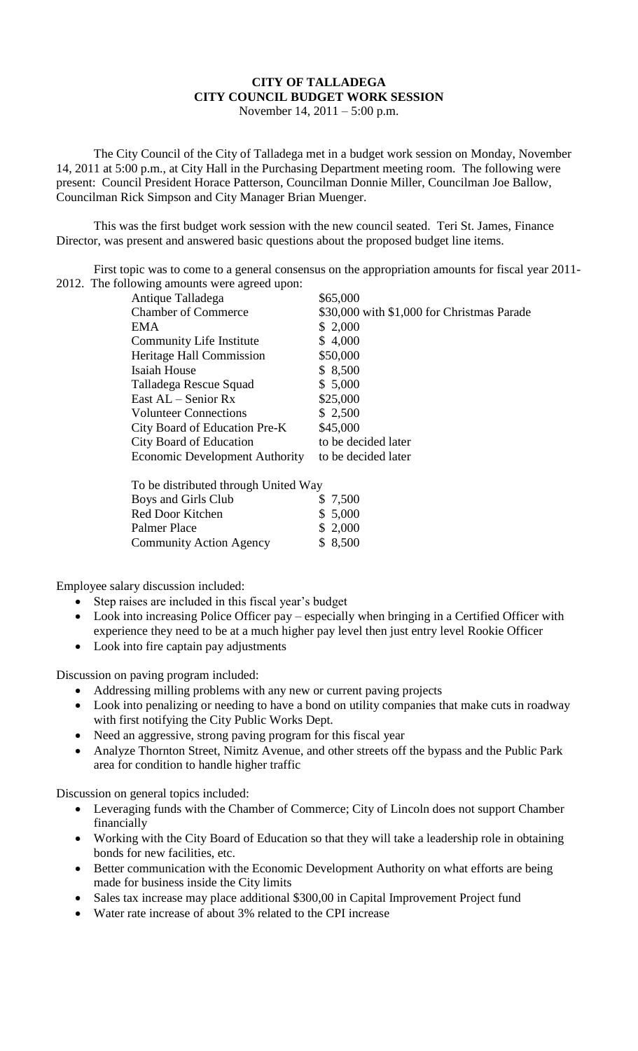# CITY OF TALLADEGA
# CITY COUNCIL BUDGET WORK SESSION

November 14, 2011 – 5:00 p.m.

The City Council of the City of Talladega met in a budget work session on Monday, November 14, 2011 at 5:00 p.m., at City Hall in the Purchasing Department meeting room. The following were present: Council President Horace Patterson, Councilman Donnie Miller, Councilman Joe Ballow, Councilman Rick Simpson and City Manager Brian Muenger.

This was the first budget work session with the new council seated. Teri St. James, Finance Director, was present and answered basic questions about the proposed budget line items.

First topic was to come to a general consensus on the appropriation amounts for fiscal year 2011-2012. The following amounts were agreed upon:

| | |
|---|---|
| Antique Talladega | $65,000 |
| Chamber of Commerce | $30,000 with $1,000 for Christmas Parade |
| EMA | $ 2,000 |
| Community Life Institute | $ 4,000 |
| Heritage Hall Commission | $50,000 |
| Isaiah House | $ 8,500 |
| Talladega Rescue Squad | $ 5,000 |
| East AL – Senior Rx | $25,000 |
| Volunteer Connections | $ 2,500 |
| City Board of Education Pre-K | $45,000 |
| City Board of Education | to be decided later |
| Economic Development Authority | to be decided later |

To be distributed through United Way

| | |
|---|---|
| Boys and Girls Club | $ 7,500 |
| Red Door Kitchen | $ 5,000 |
| Palmer Place | $ 2,000 |
| Community Action Agency | $ 8,500 |

Employee salary discussion included:

- Step raises are included in this fiscal year's budget
- Look into increasing Police Officer pay – especially when bringing in a Certified Officer with experience they need to be at a much higher pay level then just entry level Rookie Officer
- Look into fire captain pay adjustments

Discussion on paving program included:

- Addressing milling problems with any new or current paving projects
- Look into penalizing or needing to have a bond on utility companies that make cuts in roadway with first notifying the City Public Works Dept.
- Need an aggressive, strong paving program for this fiscal year
- Analyze Thornton Street, Nimitz Avenue, and other streets off the bypass and the Public Park area for condition to handle higher traffic

Discussion on general topics included:

- Leveraging funds with the Chamber of Commerce; City of Lincoln does not support Chamber financially
- Working with the City Board of Education so that they will take a leadership role in obtaining bonds for new facilities, etc.
- Better communication with the Economic Development Authority on what efforts are being made for business inside the City limits
- Sales tax increase may place additional $300,00 in Capital Improvement Project fund
- Water rate increase of about 3% related to the CPI increase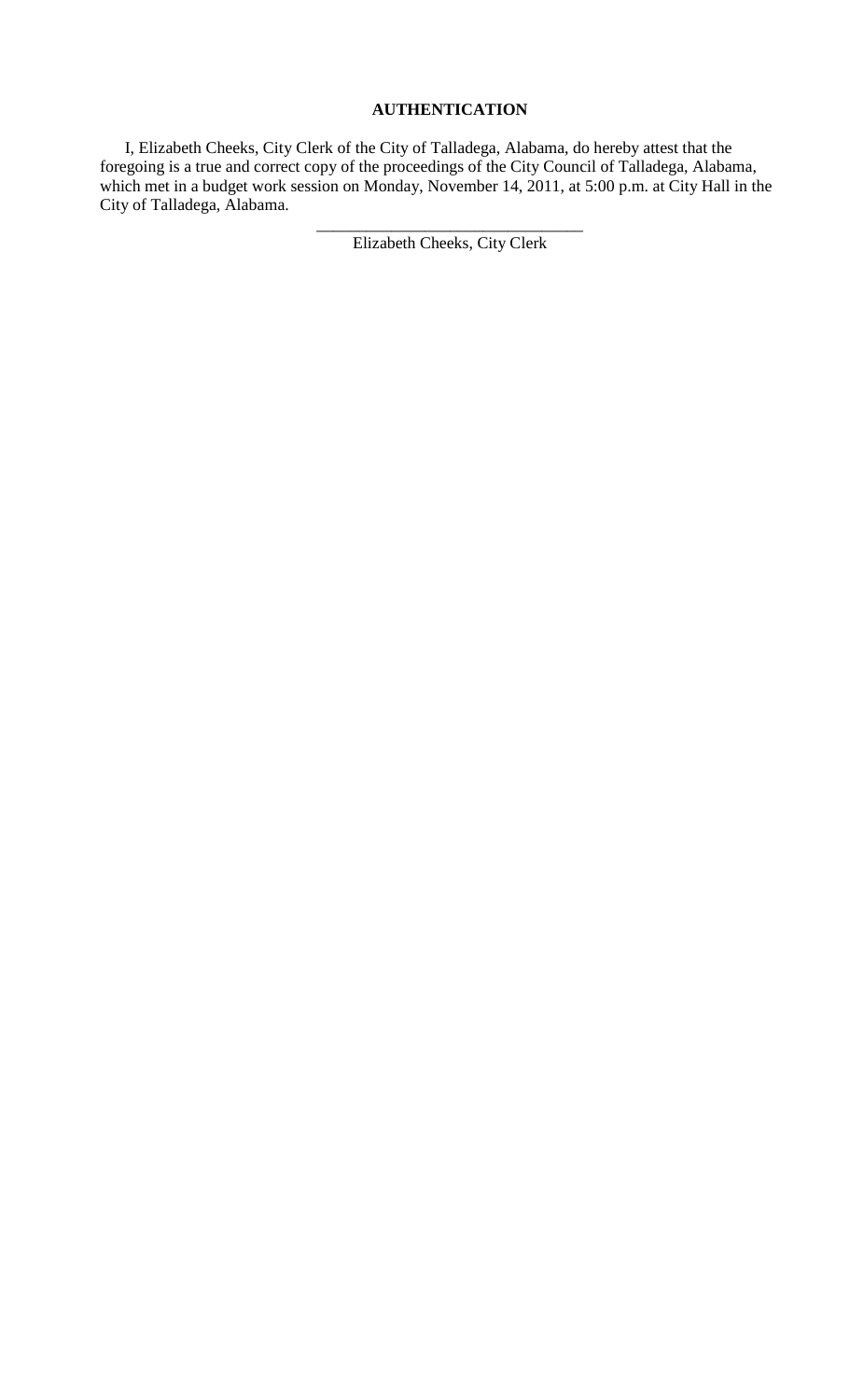**AUTHENTICATION**

I, Elizabeth Cheeks, City Clerk of the City of Talladega, Alabama, do hereby attest that the foregoing is a true and correct copy of the proceedings of the City Council of Talladega, Alabama, which met in a budget work session on Monday, November 14, 2011, at 5:00 p.m. at City Hall in the City of Talladega, Alabama.

\_\_\_\_\_\_\_\_\_\_\_\_\_\_\_\_\_\_\_\_\_\_\_\_\_\_\_\_\_\_\_\_

Elizabeth Cheeks, City Clerk